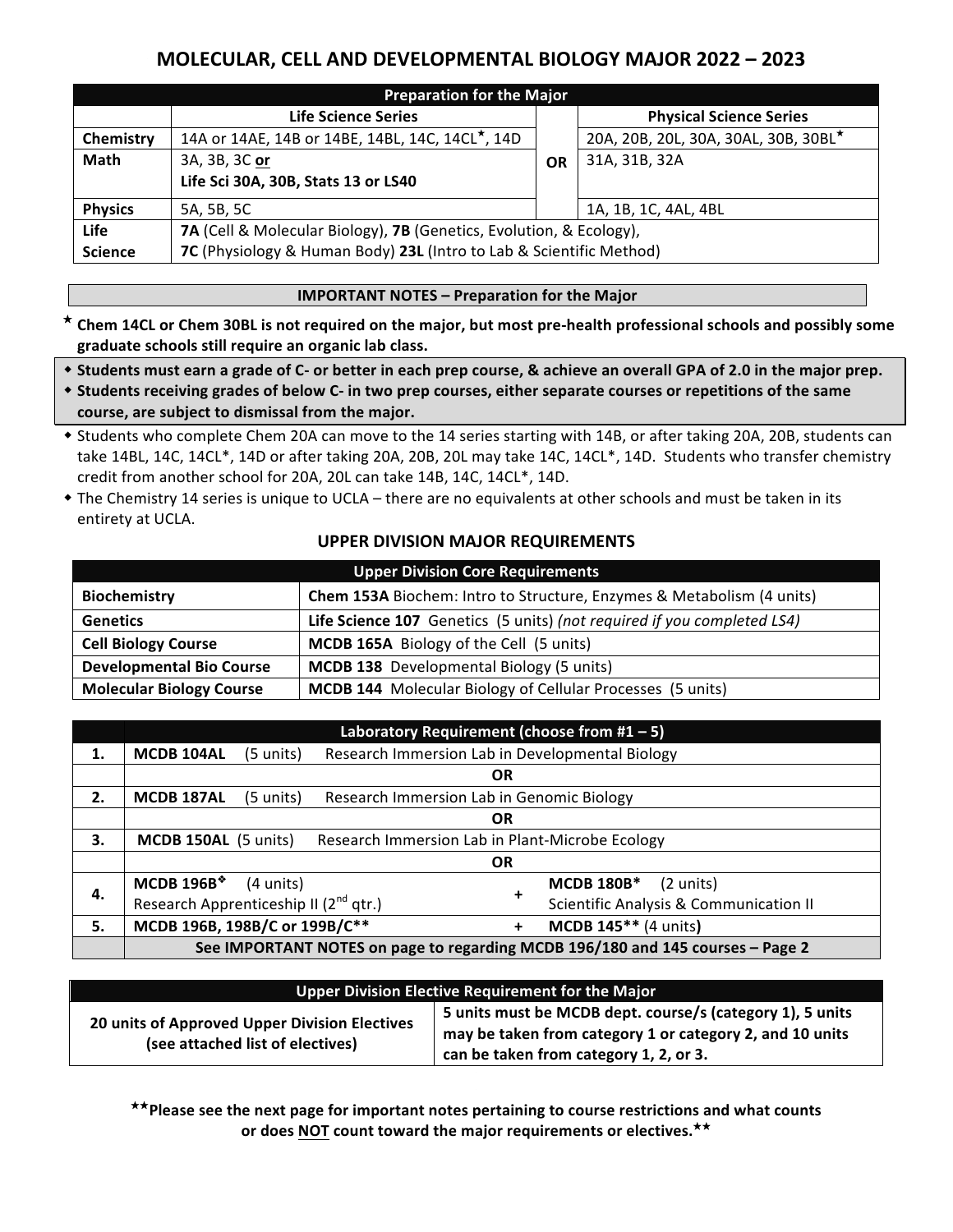# MOLECULAR, CELL AND DEVELOPMENTAL BIOLOGY MAJOR 2022 – 2023

| Preparation for the Major | | | |
|---|---|---|---|
| | **Life Science Series** | | **Physical Science Series** |
| **Chemistry** | 14A or 14AE, 14B or 14BE, 14BL, 14C, 14CL★, 14D | **OR** | 20A, 20B, 20L, 30A, 30AL, 30B, 30BL★ |
| **Math** | 3A, 3B, 3C **or** **Life Sci 30A, 30B, Stats 13 or LS40** | | 31A, 31B, 32A |
| **Physics** | 5A, 5B, 5C | | 1A, 1B, 1C, 4AL, 4BL |
| **Life Science** | **7A** (Cell & Molecular Biology), **7B** (Genetics, Evolution, & Ecology), **7C** (Physiology & Human Body) **23L** (Intro to Lab & Scientific Method) | | |

**IMPORTANT NOTES – Preparation for the Major**

★ **Chem 14CL or Chem 30BL is not required on the major, but most pre-health professional schools and possibly some graduate schools still require an organic lab class.**

- **Students must earn a grade of C- or better in each prep course, & achieve an overall GPA of 2.0 in the major prep.**
- **Students receiving grades of below C- in two prep courses, either separate courses or repetitions of the same course, are subject to dismissal from the major.**
- Students who complete Chem 20A can move to the 14 series starting with 14B, or after taking 20A, 20B, students can take 14BL, 14C, 14CL*, 14D or after taking 20A, 20B, 20L may take 14C, 14CL*, 14D. Students who transfer chemistry credit from another school for 20A, 20L can take 14B, 14C, 14CL*, 14D.
- The Chemistry 14 series is unique to UCLA – there are no equivalents at other schools and must be taken in its entirety at UCLA.

## UPPER DIVISION MAJOR REQUIREMENTS

| Upper Division Core Requirements | |
|---|---|
| **Biochemistry** | **Chem 153A** Biochem: Intro to Structure, Enzymes & Metabolism (4 units) |
| **Genetics** | **Life Science 107** Genetics (5 units) *(not required if you completed LS4)* |
| **Cell Biology Course** | **MCDB 165A** Biology of the Cell (5 units) |
| **Developmental Bio Course** | **MCDB 138** Developmental Biology (5 units) |
| **Molecular Biology Course** | **MCDB 144** Molecular Biology of Cellular Processes (5 units) |

| | Laboratory Requirement (choose from #1 – 5) | | |
|---|---|---|---|
| **1.** | **MCDB 104AL** (5 units) Research Immersion Lab in Developmental Biology | | |
| | **OR** | | |
| **2.** | **MCDB 187AL** (5 units) Research Immersion Lab in Genomic Biology | | |
| | **OR** | | |
| **3.** | **MCDB 150AL** (5 units) Research Immersion Lab in Plant-Microbe Ecology | | |
| | **OR** | | |
| **4.** | **MCDB 196B**❖ (4 units) Research Apprenticeship II (2nd qtr.) | **+** | **MCDB 180B*** (2 units) Scientific Analysis & Communication II |
| **5.** | **MCDB 196B, 198B/C or 199B/C**** | **+** | **MCDB 145**** (4 units) |
| | **See IMPORTANT NOTES on page to regarding MCDB 196/180 and 145 courses – Page 2** | | |

| Upper Division Elective Requirement for the Major | |
|---|---|
| **20 units of Approved Upper Division Electives (see attached list of electives)** | **5 units must be MCDB dept. course/s (category 1), 5 units may be taken from category 1 or category 2, and 10 units can be taken from category 1, 2, or 3.** |

★★**Please see the next page for important notes pertaining to course restrictions and what counts or does NOT count toward the major requirements or electives.**★★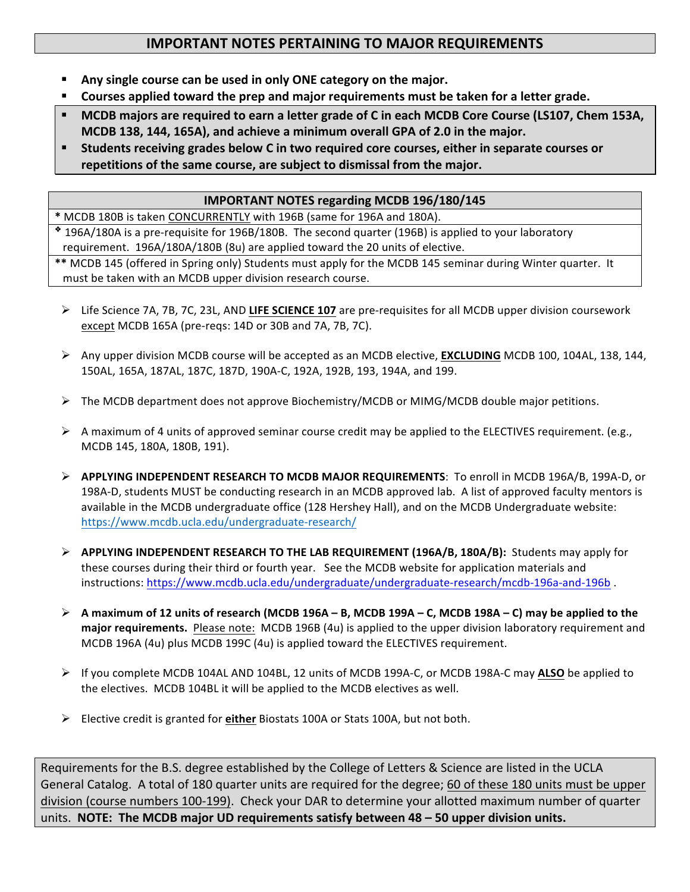## IMPORTANT NOTES PERTAINING TO MAJOR REQUIREMENTS

- **Any single course can be used in only ONE category on the major.**
- **Courses applied toward the prep and major requirements must be taken for a letter grade.**
- **MCDB majors are required to earn a letter grade of C in each MCDB Core Course (LS107, Chem 153A, MCDB 138, 144, 165A), and achieve a minimum overall GPA of 2.0 in the major.**
- **Students receiving grades below C in two required core courses, either in separate courses or repetitions of the same course, are subject to dismissal from the major.**

| **IMPORTANT NOTES regarding MCDB 196/180/145** |
|---|
| * MCDB 180B is taken CONCURRENTLY with 196B (same for 196A and 180A). |
| ❖ 196A/180A is a pre-requisite for 196B/180B. The second quarter (196B) is applied to your laboratory requirement. 196A/180A/180B (8u) are applied toward the 20 units of elective. |
| ** MCDB 145 (offered in Spring only) Students must apply for the MCDB 145 seminar during Winter quarter. It must be taken with an MCDB upper division research course. |

- Life Science 7A, 7B, 7C, 23L, AND **LIFE SCIENCE 107** are pre-requisites for all MCDB upper division coursework except MCDB 165A (pre-reqs: 14D or 30B and 7A, 7B, 7C).

- Any upper division MCDB course will be accepted as an MCDB elective, **EXCLUDING** MCDB 100, 104AL, 138, 144, 150AL, 165A, 187AL, 187C, 187D, 190A-C, 192A, 192B, 193, 194A, and 199.

- The MCDB department does not approve Biochemistry/MCDB or MIMG/MCDB double major petitions.

- A maximum of 4 units of approved seminar course credit may be applied to the ELECTIVES requirement. (e.g., MCDB 145, 180A, 180B, 191).

- **APPLYING INDEPENDENT RESEARCH TO MCDB MAJOR REQUIREMENTS**: To enroll in MCDB 196A/B, 199A-D, or 198A-D, students MUST be conducting research in an MCDB approved lab. A list of approved faculty mentors is available in the MCDB undergraduate office (128 Hershey Hall), and on the MCDB Undergraduate website: https://www.mcdb.ucla.edu/undergraduate-research/

- **APPLYING INDEPENDENT RESEARCH TO THE LAB REQUIREMENT (196A/B, 180A/B):** Students may apply for these courses during their third or fourth year. See the MCDB website for application materials and instructions: https://www.mcdb.ucla.edu/undergraduate/undergraduate-research/mcdb-196a-and-196b .

- **A maximum of 12 units of research (MCDB 196A – B, MCDB 199A – C, MCDB 198A – C) may be applied to the major requirements.** Please note: MCDB 196B (4u) is applied to the upper division laboratory requirement and MCDB 196A (4u) plus MCDB 199C (4u) is applied toward the ELECTIVES requirement.

- If you complete MCDB 104AL AND 104BL, 12 units of MCDB 199A-C, or MCDB 198A-C may **ALSO** be applied to the electives. MCDB 104BL it will be applied to the MCDB electives as well.

- Elective credit is granted for **either** Biostats 100A or Stats 100A, but not both.

Requirements for the B.S. degree established by the College of Letters & Science are listed in the UCLA General Catalog. A total of 180 quarter units are required for the degree; 60 of these 180 units must be upper division (course numbers 100-199). Check your DAR to determine your allotted maximum number of quarter units. **NOTE: The MCDB major UD requirements satisfy between 48 – 50 upper division units.**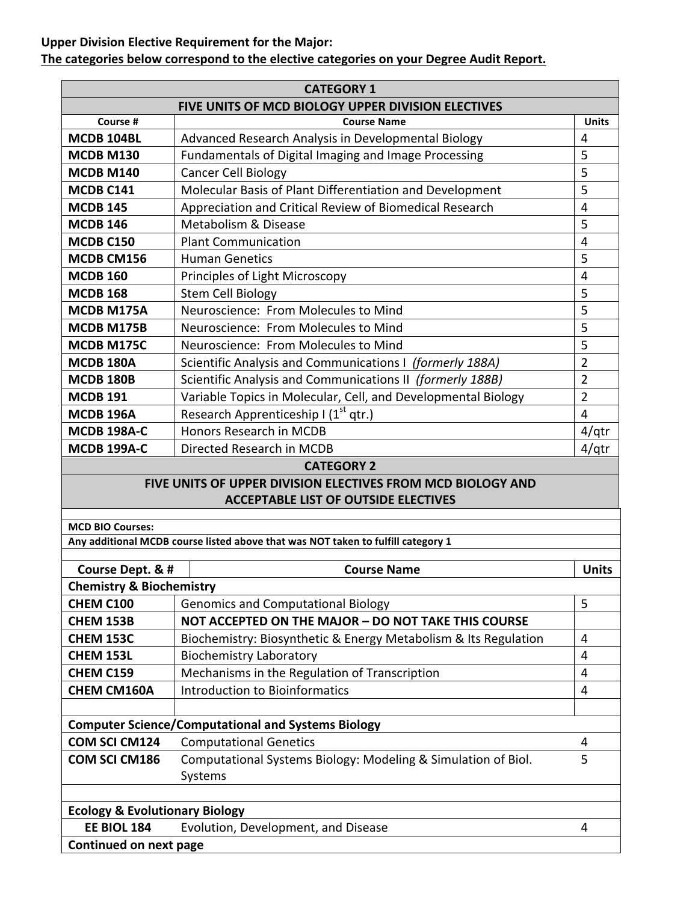**Upper Division Elective Requirement for the Major:**
**The categories below correspond to the elective categories on your Degree Audit Report.**

| CATEGORY 1 | | |
|---|---|---|
| **FIVE UNITS OF MCD BIOLOGY UPPER DIVISION ELECTIVES** | | |
| **Course #** | **Course Name** | **Units** |
| **MCDB 104BL** | Advanced Research Analysis in Developmental Biology | 4 |
| **MCDB M130** | Fundamentals of Digital Imaging and Image Processing | 5 |
| **MCDB M140** | Cancer Cell Biology | 5 |
| **MCDB C141** | Molecular Basis of Plant Differentiation and Development | 5 |
| **MCDB 145** | Appreciation and Critical Review of Biomedical Research | 4 |
| **MCDB 146** | Metabolism & Disease | 5 |
| **MCDB C150** | Plant Communication | 4 |
| **MCDB CM156** | Human Genetics | 5 |
| **MCDB 160** | Principles of Light Microscopy | 4 |
| **MCDB 168** | Stem Cell Biology | 5 |
| **MCDB M175A** | Neuroscience: From Molecules to Mind | 5 |
| **MCDB M175B** | Neuroscience: From Molecules to Mind | 5 |
| **MCDB M175C** | Neuroscience: From Molecules to Mind | 5 |
| **MCDB 180A** | Scientific Analysis and Communications I *(formerly 188A)* | 2 |
| **MCDB 180B** | Scientific Analysis and Communications II *(formerly 188B)* | 2 |
| **MCDB 191** | Variable Topics in Molecular, Cell, and Developmental Biology | 2 |
| **MCDB 196A** | Research Apprenticeship I (1st qtr.) | 4 |
| **MCDB 198A-C** | Honors Research in MCDB | 4/qtr |
| **MCDB 199A-C** | Directed Research in MCDB | 4/qtr |

| CATEGORY 2 | | |
|---|---|---|
| **FIVE UNITS OF UPPER DIVISION ELECTIVES FROM MCD BIOLOGY AND ACCEPTABLE LIST OF OUTSIDE ELECTIVES** | | |
| | | |
| **MCD BIO Courses:** | | |
| **Any additional MCDB course listed above that was NOT taken to fulfill category 1** | | |
| | | |
| **Course Dept. & #** | **Course Name** | **Units** |
| **Chemistry & Biochemistry** | | |
| **CHEM C100** | Genomics and Computational Biology | 5 |
| **CHEM 153B** | **NOT ACCEPTED ON THE MAJOR – DO NOT TAKE THIS COURSE** | |
| **CHEM 153C** | Biochemistry: Biosynthetic & Energy Metabolism & Its Regulation | 4 |
| **CHEM 153L** | Biochemistry Laboratory | 4 |
| **CHEM C159** | Mechanisms in the Regulation of Transcription | 4 |
| **CHEM CM160A** | Introduction to Bioinformatics | 4 |
| | | |
| **Computer Science/Computational and Systems Biology** | | |
| **COM SCI CM124** | Computational Genetics | 4 |
| **COM SCI CM186** | Computational Systems Biology: Modeling & Simulation of Biol. Systems | 5 |
| | | |
| **Ecology & Evolutionary Biology** | | |
| **EE BIOL 184** | Evolution, Development, and Disease | 4 |
| **Continued on next page** | | |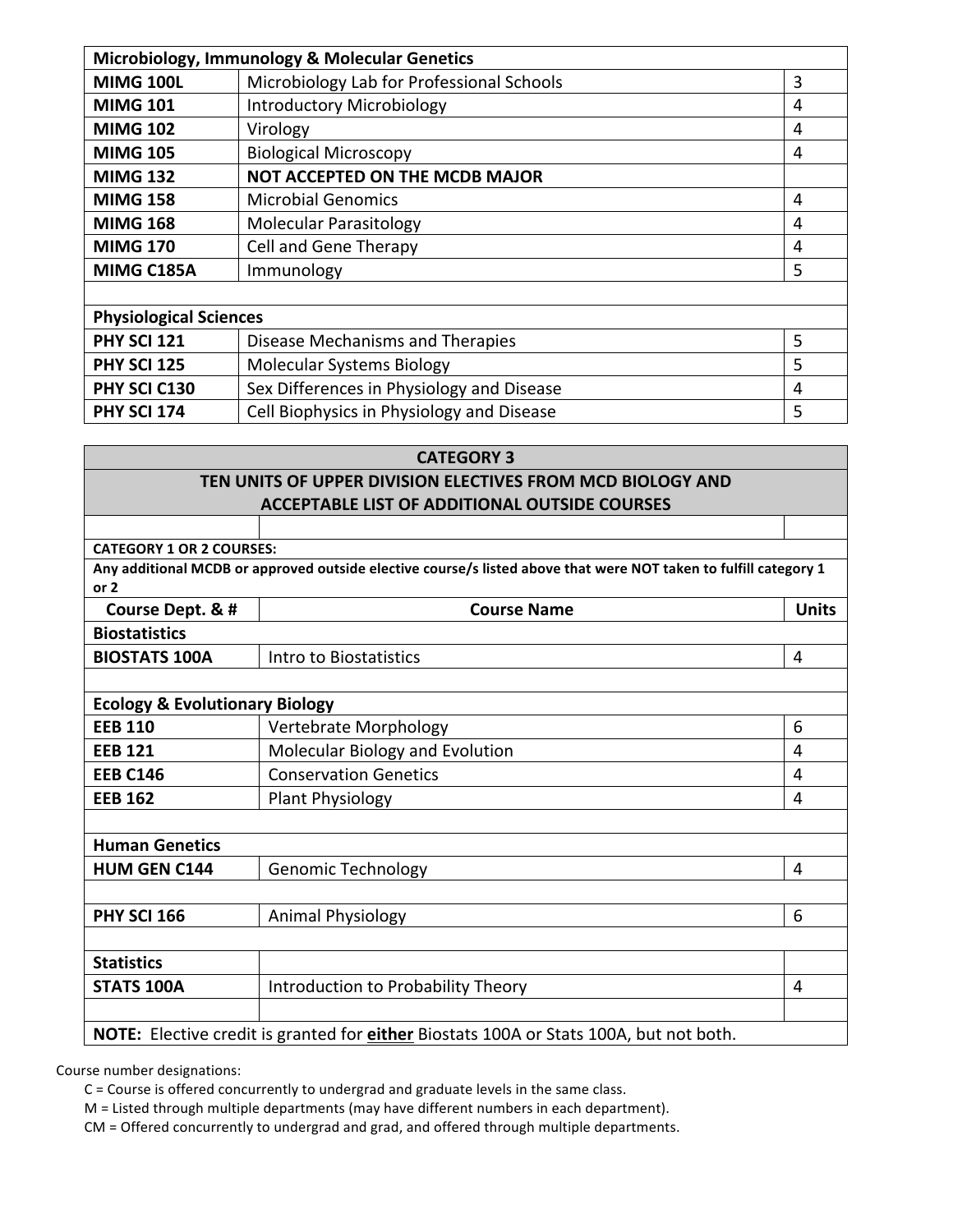| Microbiology, Immunology & Molecular Genetics | | |
|---|---|---|
| **MIMG 100L** | Microbiology Lab for Professional Schools | 3 |
| **MIMG 101** | Introductory Microbiology | 4 |
| **MIMG 102** | Virology | 4 |
| **MIMG 105** | Biological Microscopy | 4 |
| **MIMG 132** | **NOT ACCEPTED ON THE MCDB MAJOR** | |
| **MIMG 158** | Microbial Genomics | 4 |
| **MIMG 168** | Molecular Parasitology | 4 |
| **MIMG 170** | Cell and Gene Therapy | 4 |
| **MIMG C185A** | Immunology | 5 |
| | | |
| **Physiological Sciences** | | |
| **PHY SCI 121** | Disease Mechanisms and Therapies | 5 |
| **PHY SCI 125** | Molecular Systems Biology | 5 |
| **PHY SCI C130** | Sex Differences in Physiology and Disease | 4 |
| **PHY SCI 174** | Cell Biophysics in Physiology and Disease | 5 |

| CATEGORY 3<br>TEN UNITS OF UPPER DIVISION ELECTIVES FROM MCD BIOLOGY AND ACCEPTABLE LIST OF ADDITIONAL OUTSIDE COURSES | | |
|---|---|---|
| | | |
| **CATEGORY 1 OR 2 COURSES:** | | |
| **Any additional MCDB or approved outside elective course/s listed above that were NOT taken to fulfill category 1 or 2** | | |
| **Course Dept. & #** | **Course Name** | **Units** |
| **Biostatistics** | | |
| **BIOSTATS 100A** | Intro to Biostatistics | 4 |
| | | |
| **Ecology & Evolutionary Biology** | | |
| **EEB 110** | Vertebrate Morphology | 6 |
| **EEB 121** | Molecular Biology and Evolution | 4 |
| **EEB C146** | Conservation Genetics | 4 |
| **EEB 162** | Plant Physiology | 4 |
| | | |
| **Human Genetics** | | |
| **HUM GEN C144** | Genomic Technology | 4 |
| | | |
| **PHY SCI 166** | Animal Physiology | 6 |
| | | |
| **Statistics** | | |
| **STATS 100A** | Introduction to Probability Theory | 4 |
| | | |
| **NOTE:** Elective credit is granted for **either** Biostats 100A or Stats 100A, but not both. | | |

Course number designations:

- C = Course is offered concurrently to undergrad and graduate levels in the same class.
- M = Listed through multiple departments (may have different numbers in each department).
- CM = Offered concurrently to undergrad and grad, and offered through multiple departments.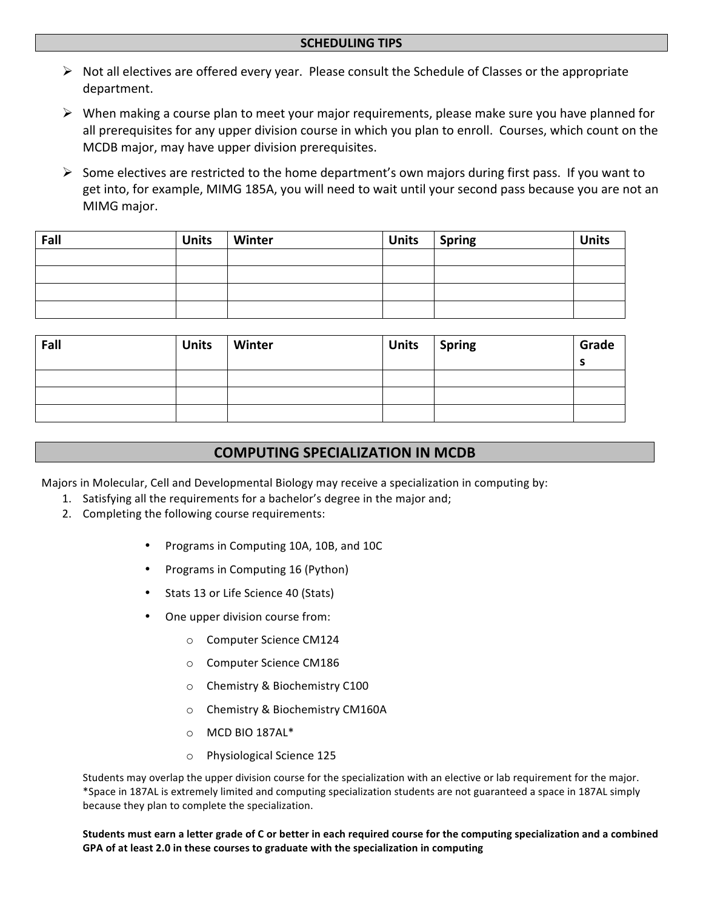## SCHEDULING TIPS

- Not all electives are offered every year. Please consult the Schedule of Classes or the appropriate department.
- When making a course plan to meet your major requirements, please make sure you have planned for all prerequisites for any upper division course in which you plan to enroll. Courses, which count on the MCDB major, may have upper division prerequisites.
- Some electives are restricted to the home department's own majors during first pass. If you want to get into, for example, MIMG 185A, you will need to wait until your second pass because you are not an MIMG major.

| Fall | Units | Winter | Units | Spring | Units |
|---|---|---|---|---|---|
| | | | | | |
| | | | | | |
| | | | | | |
| | | | | | |

| Fall | Units | Winter | Units | Spring | Grades |
|---|---|---|---|---|---|
| | | | | | |
| | | | | | |
| | | | | | |

## COMPUTING SPECIALIZATION IN MCDB

Majors in Molecular, Cell and Developmental Biology may receive a specialization in computing by:

1. Satisfying all the requirements for a bachelor's degree in the major and;
2. Completing the following course requirements:

- Programs in Computing 10A, 10B, and 10C
- Programs in Computing 16 (Python)
- Stats 13 or Life Science 40 (Stats)
- One upper division course from:
  - Computer Science CM124
  - Computer Science CM186
  - Chemistry & Biochemistry C100
  - Chemistry & Biochemistry CM160A
  - MCD BIO 187AL*
  - Physiological Science 125

Students may overlap the upper division course for the specialization with an elective or lab requirement for the major. *Space in 187AL is extremely limited and computing specialization students are not guaranteed a space in 187AL simply because they plan to complete the specialization.

**Students must earn a letter grade of C or better in each required course for the computing specialization and a combined GPA of at least 2.0 in these courses to graduate with the specialization in computing**